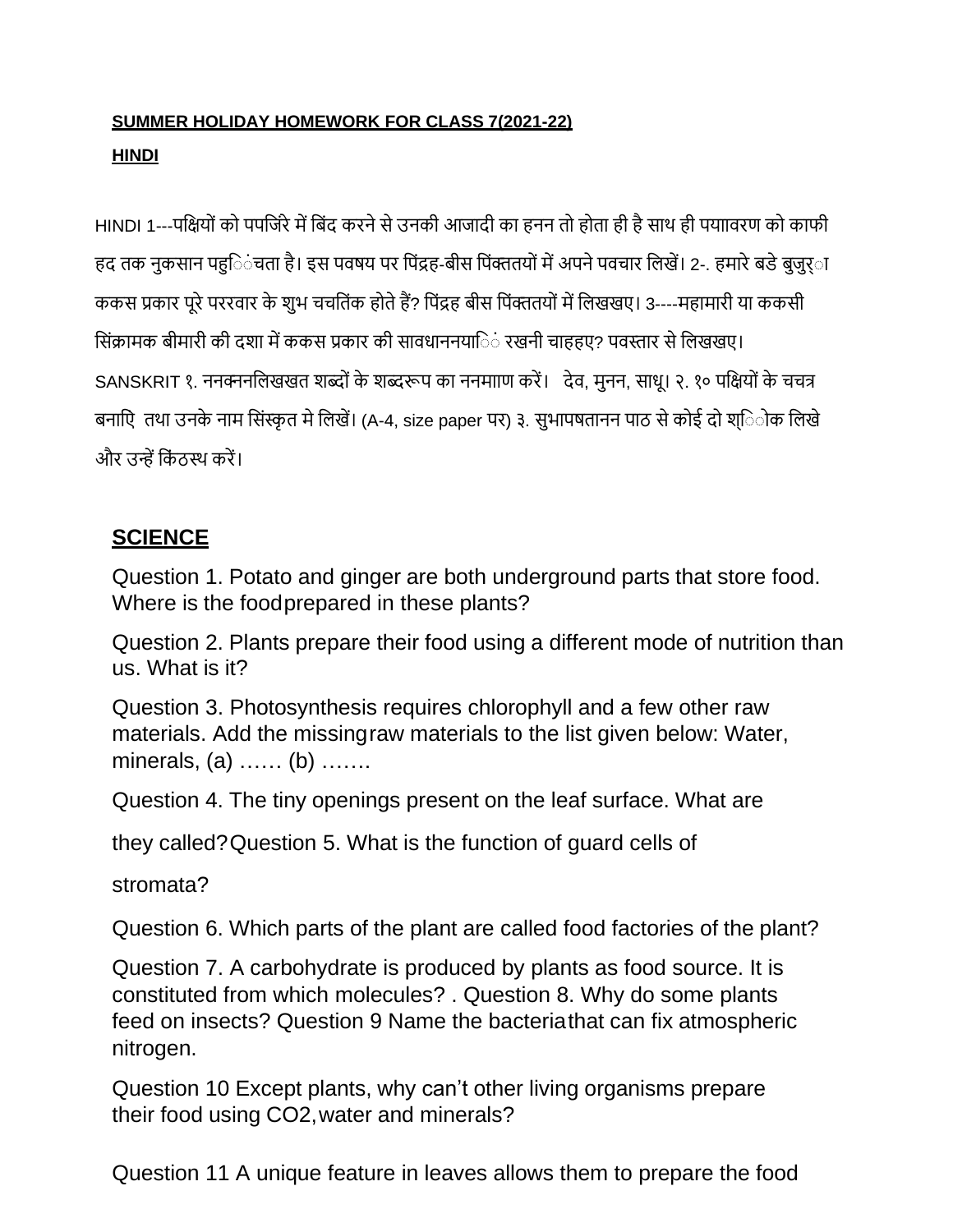**SUMMER HOLIDAY HOMEWORK FOR CLASS 7(2021-22)**

**HINDI**

HINDI 1---पक्षियों को पपजिंरे में बिंद करने से उनकी आजादी का हनन तो होता ही है साथ ही पयाावरण को काफी हद तक नुकसान पहुिंचता है। इस पवषय पर पिंद्रह-बीस पिंक्ततयों में अपने पवचार लिखें। 2-. हमारे बडे बुजुर्ा ककस प्रकार पूरे पररवार के शुभ चचतिंक होते हैं? पिंद्रह बीस पिंक्ततयों में लिखखए। 3----महामारी या ककसी सिंक्रामक बीमारी की दशा में ककस प्रकार की सावधाननयािं रखनी चाहहए? पवस्तार से लिखखए।

SANSKRIT १. ननक्ननलिखखत शब्दों के शब्दरूप का ननमााण करें। देव, मुनन, साधू। २. १० पक्षियों के चचत्र बनाएि तथा उनके नाम सिंस्कृत मे लिखें। (A-4, size paper पर) ३. सुभापषतानन पाठ से कोई दो श्िोक लिखे और उन्हें किंठस्थ करें।

## SCIENCE

Question 1. Potato and ginger are both underground parts that store food. Where is the foodprepared in these plants?

Question 2. Plants prepare their food using a different mode of nutrition than us. What is it?

Question 3. Photosynthesis requires chlorophyll and a few other raw materials. Add the missingraw materials to the list given below: Water, minerals, (a) …… (b) …….

Question 4. The tiny openings present on the leaf surface. What are they called?

Question 5. What is the function of guard cells of stromata?

Question 6. Which parts of the plant are called food factories of the plant?

Question 7. A carbohydrate is produced by plants as food source. It is constituted from which molecules? .

Question 8. Why do some plants feed on insects?

Question 9 Name the bacteriathat can fix atmospheric nitrogen.

Question 10 Except plants, why can't other living organisms prepare their food using CO2,water and minerals?

Question 11 A unique feature in leaves allows them to prepare the food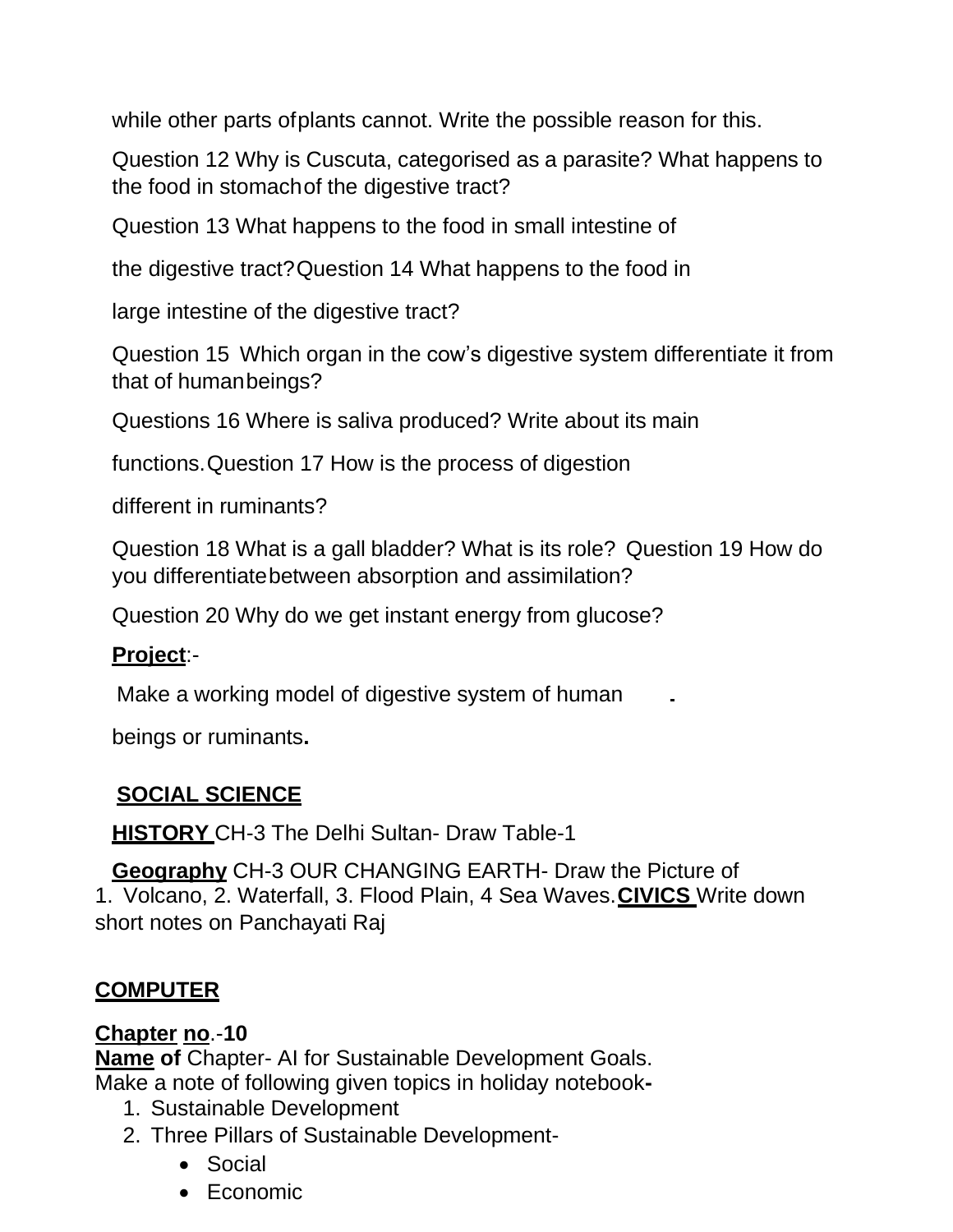while other parts of plants cannot. Write the possible reason for this.

Question 12 Why is Cuscuta, categorised as a parasite? What happens to the food in stomach of the digestive tract?

Question 13 What happens to the food in small intestine of the digestive tract?

Question 14 What happens to the food in large intestine of the digestive tract?

Question 15 Which organ in the cow's digestive system differentiate it from that of human beings?

Questions 16 Where is saliva produced? Write about its main functions.

Question 17 How is the process of digestion different in ruminants?

Question 18 What is a gall bladder? What is its role?

Question 19 How do you differentiate between absorption and assimilation?

Question 20 Why do we get instant energy from glucose?

**Project**:-

Make a working model of digestive system of human beings or ruminants**.**

## SOCIAL SCIENCE

**HISTORY** CH-3 The Delhi Sultan- Draw Table-1

**Geography** CH-3 OUR CHANGING EARTH- Draw the Picture of 1. Volcano, 2. Waterfall, 3. Flood Plain, 4 Sea Waves.

**CIVICS** Write down short notes on Panchayati Raj

## COMPUTER

**Chapter no**.-**10**

**Name of** Chapter- AI for Sustainable Development Goals.

Make a note of following given topics in holiday notebook**-**

1. Sustainable Development
2. Three Pillars of Sustainable Development-
   - Social
   - Economic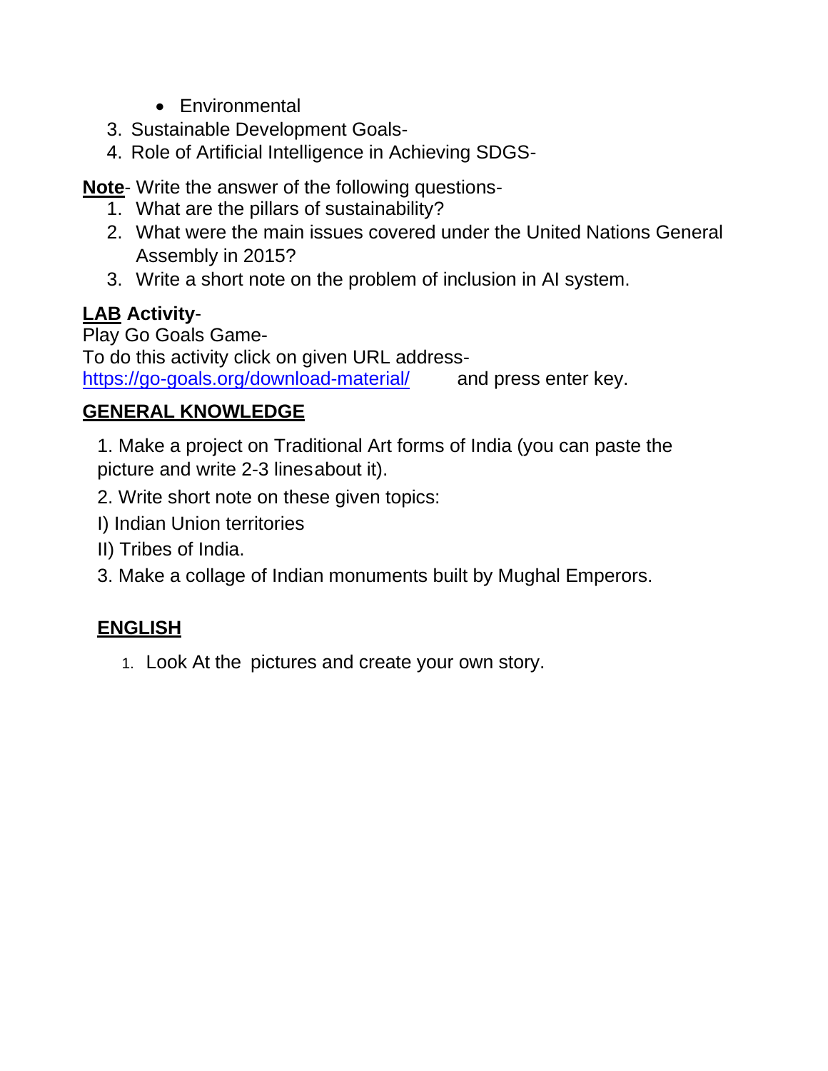- Environmental

3. Sustainable Development Goals-
4. Role of Artificial Intelligence in Achieving SDGS-

**Note**- Write the answer of the following questions-

1. What are the pillars of sustainability?
2. What were the main issues covered under the United Nations General Assembly in 2015?
3. Write a short note on the problem of inclusion in AI system.

**LAB Activity**-

Play Go Goals Game-

To do this activity click on given URL address-
https://go-goals.org/download-material/ and press enter key.

## GENERAL KNOWLEDGE

1. Make a project on Traditional Art forms of India (you can paste the picture and write 2-3 linesabout it).

2. Write short note on these given topics:

I) Indian Union territories

II) Tribes of India.

3. Make a collage of Indian monuments built by Mughal Emperors.

## ENGLISH

1. Look At the pictures and create your own story.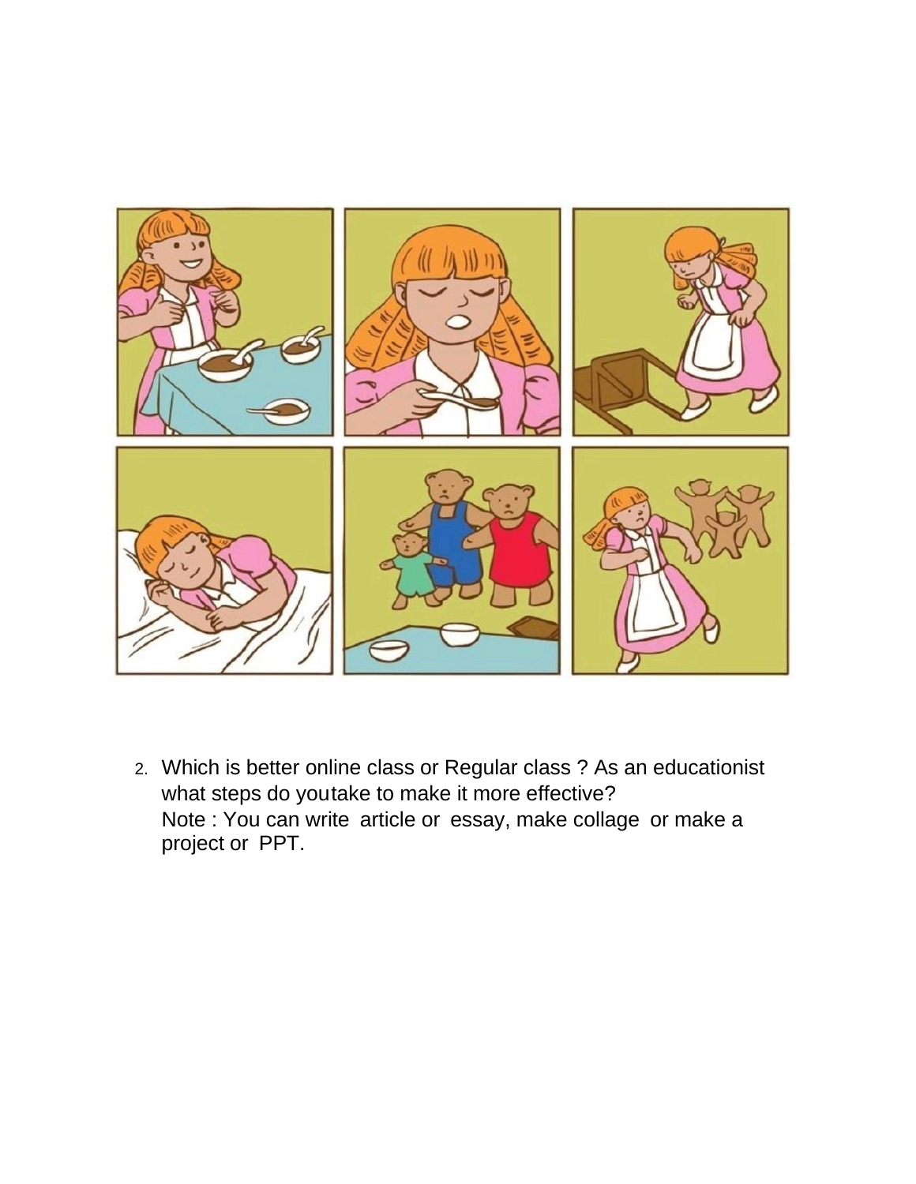2. Which is better online class or Regular class ? As an educationist what steps do youtake to make it more effective?
   Note : You can write article or essay, make collage or make a project or PPT.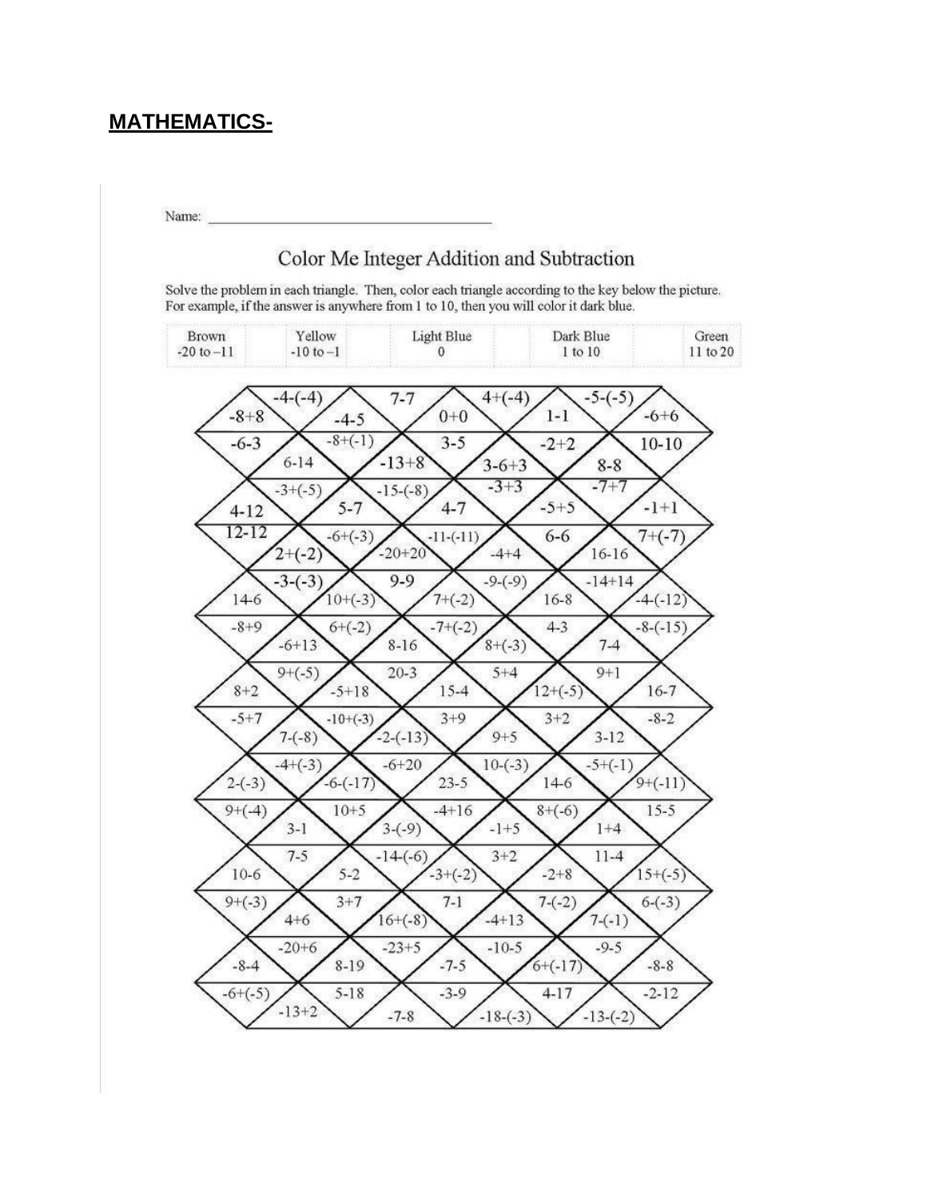## MATHEMATICS-

Name: ___________________________________

# Color Me Integer Addition and Subtraction

Solve the problem in each triangle. Then, color each triangle according to the key below the picture. For example, if the answer is anywhere from 1 to 10, then you will color it dark blue.

| Brown | Yellow | Light Blue | Dark Blue | Green |
|---|---|---|---|---|
| -20 to -11 | -10 to -1 | 0 | 1 to 10 | 11 to 20 |

-4-(-4)
7-7
4+(-4)
-5-(-5)
-8+8
-4-5
0+0
1-1
-6+6

-6-3
-8+(-1)
3-5
-2+2
10-10
6-14
-13+8
3-6+3
8-8

-3+(-5)
-15-(-8)
-3+3
-7+7
4-12
5-7
4-7
-5+5
-1+1

12-12
-6+(-3)
-11-(-11)
6-6
7+(-7)
2+(-2)
-20+20
-4+4
16-16

-3-(-3)
9-9
-9-(-9)
-14+14
14-6
10+(-3)
7+(-2)
16-8
-4-(-12)

-8+9
6+(-2)
-7+(-2)
4-3
-8-(-15)
-6+13
8-16
8+(-3)
7-4

9+(-5)
20-3
5+4
9+1
8+2
-5+18
15-4
12+(-5)
16-7

-5+7
-10+(-3)
3+9
3+2
-8-2
7-(-8)
-2-(-13)
9+5
3-12

-4+(-3)
-6+20
10-(-3)
-5+(-1)
2-(-3)
-6-(-17)
23-5
14-6
9+(-11)

9+(-4)
10+5
-4+16
8+(-6)
15-5
3-1
3-(-9)
-1+5
1+4

7-5
-14-(-6)
3+2
11-4
10-6
5-2
-3+(-2)
-2+8
15+(-5)

9+(-3)
3+7
7-1
7-(-2)
6-(-3)
4+6
16+(-8)
-4+13
7-(-1)

-20+6
-23+5
-10-5
-9-5
-8-4
8-19
-7-5
6+(-17)
-8-8

-6+(-5)
5-18
-3-9
4-17
-2-12
-13+2
-7-8
-18-(-3)
-13-(-2)